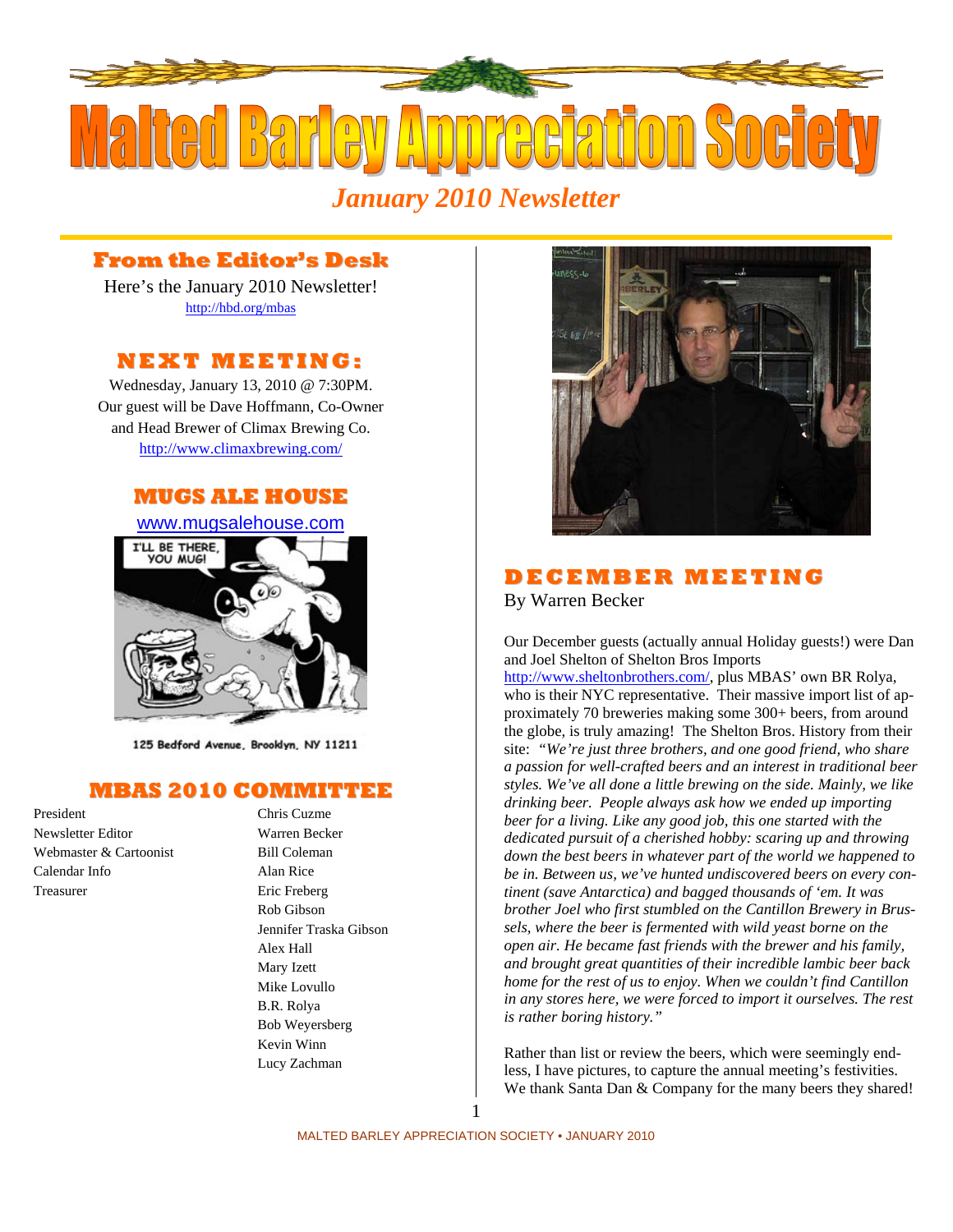# Malted Barley Appreciation Society

## January 2010 Newsletter

### From the Editor's Desk

Here's the January 2010 Newsletter!
http://hbd.org/mbas

### NEXT MEETING:

Wednesday, January 13, 2010 @ 7:30PM.
Our guest will be Dave Hoffmann, Co-Owner and Head Brewer of Climax Brewing Co.
http://www.climaxbrewing.com/

### MUGS ALE HOUSE

www.mugsalehouse.com

125 Bedford Avenue, Brooklyn, NY 11211

### MBAS 2010 COMMITTEE

| | |
|---|---|
| President | Chris Cuzme |
| Newsletter Editor | Warren Becker |
| Webmaster & Cartoonist | Bill Coleman |
| Calendar Info | Alan Rice |
| Treasurer | Eric Freberg |
| | Rob Gibson |
| | Jennifer Traska Gibson |
| | Alex Hall |
| | Mary Izett |
| | Mike Lovullo |
| | B.R. Rolya |
| | Bob Weyersberg |
| | Kevin Winn |
| | Lucy Zachman |

### DECEMBER MEETING

By Warren Becker

Our December guests (actually annual Holiday guests!) were Dan and Joel Shelton of Shelton Bros Imports http://www.sheltonbrothers.com/, plus MBAS' own BR Rolya, who is their NYC representative. Their massive import list of approximately 70 breweries making some 300+ beers, from around the globe, is truly amazing! The Shelton Bros. History from their site: *"We're just three brothers, and one good friend, who share a passion for well-crafted beers and an interest in traditional beer styles. We've all done a little brewing on the side. Mainly, we like drinking beer. People always ask how we ended up importing beer for a living. Like any good job, this one started with the dedicated pursuit of a cherished hobby: scaring up and throwing down the best beers in whatever part of the world we happened to be in. Between us, we've hunted undiscovered beers on every continent (save Antarctica) and bagged thousands of 'em. It was brother Joel who first stumbled on the Cantillon Brewery in Brussels, where the beer is fermented with wild yeast borne on the open air. He became fast friends with the brewer and his family, and brought great quantities of their incredible lambic beer back home for the rest of us to enjoy. When we couldn't find Cantillon in any stores here, we were forced to import it ourselves. The rest is rather boring history."*

Rather than list or review the beers, which were seemingly endless, I have pictures, to capture the annual meeting's festivities. We thank Santa Dan & Company for the many beers they shared!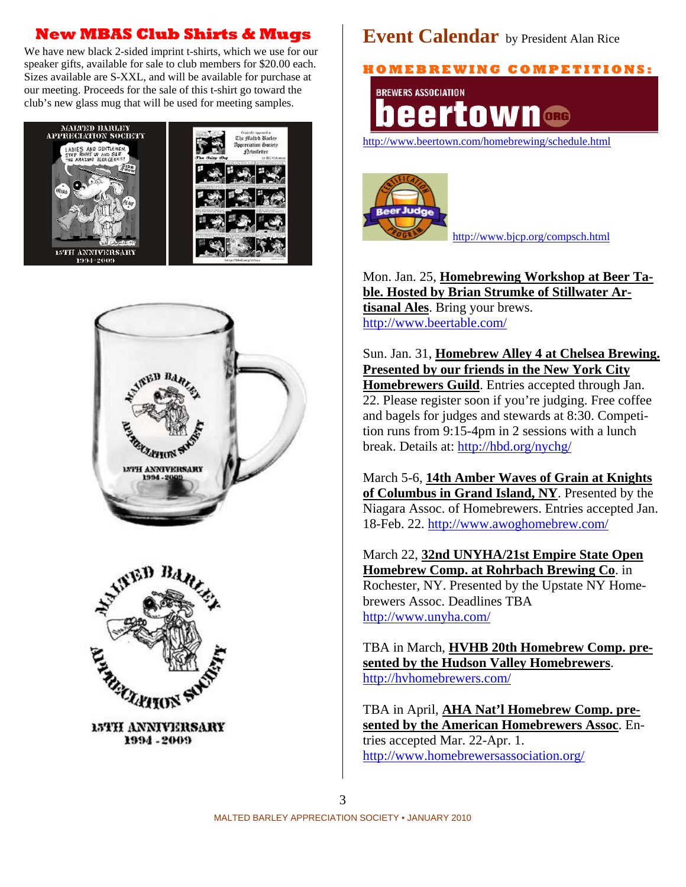## New MBAS Club Shirts & Mugs

We have new black 2-sided imprint t-shirts, which we use for our speaker gifts, available for sale to club members for $20.00 each. Sizes available are S-XXL, and will be available for purchase at our meeting. Proceeds for the sale of this t-shirt go toward the club's new glass mug that will be used for meeting samples.

## Event Calendar by President Alan Rice

### HOMEBREWING COMPETITIONS:

http://www.beertown.com/homebrewing/schedule.html

http://www.bjcp.org/compsch.html

Mon. Jan. 25, **Homebrewing Workshop at Beer Table. Hosted by Brian Strumke of Stillwater Artisanal Ales**. Bring your brews. http://www.beertable.com/

Sun. Jan. 31, **Homebrew Alley 4 at Chelsea Brewing. Presented by our friends in the New York City Homebrewers Guild**. Entries accepted through Jan. 22. Please register soon if you're judging. Free coffee and bagels for judges and stewards at 8:30. Competition runs from 9:15-4pm in 2 sessions with a lunch break. Details at: http://hbd.org/nychg/

March 5-6, **14th Amber Waves of Grain at Knights of Columbus in Grand Island, NY**. Presented by the Niagara Assoc. of Homebrewers. Entries accepted Jan. 18-Feb. 22. http://www.awoghomebrew.com/

March 22, **32nd UNYHA/21st Empire State Open Homebrew Comp. at Rohrbach Brewing Co**. in Rochester, NY. Presented by the Upstate NY Homebrewers Assoc. Deadlines TBA http://www.unyha.com/

TBA in March, **HVHB 20th Homebrew Comp. presented by the Hudson Valley Homebrewers**. http://hvhomebrewers.com/

TBA in April, **AHA Nat'l Homebrew Comp. presented by the American Homebrewers Assoc**. Entries accepted Mar. 22-Apr. 1. http://www.homebrewersassociation.org/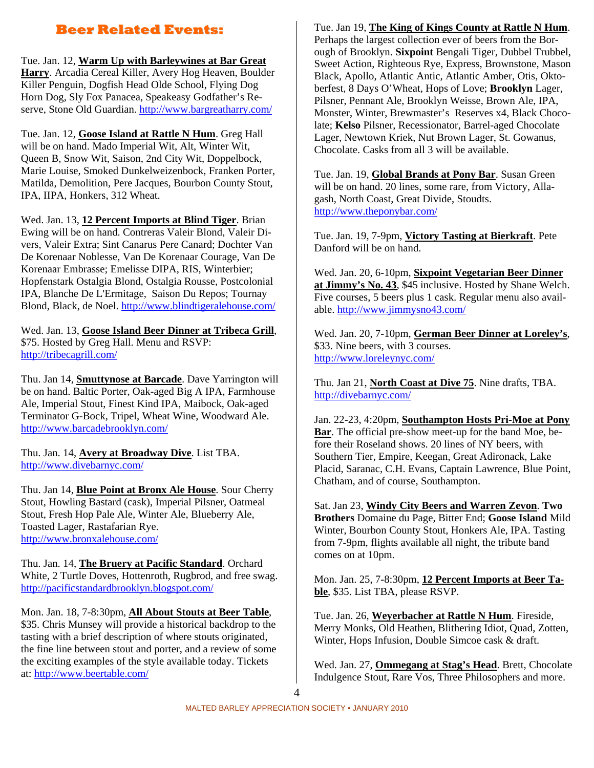## Beer Related Events:

Tue. Jan. 12, **Warm Up with Barleywines at Bar Great Harry**. Arcadia Cereal Killer, Avery Hog Heaven, Boulder Killer Penguin, Dogfish Head Olde School, Flying Dog Horn Dog, Sly Fox Panacea, Speakeasy Godfather's Reserve, Stone Old Guardian. http://www.bargreatharry.com/

Tue. Jan. 12, **Goose Island at Rattle N Hum**. Greg Hall will be on hand. Mado Imperial Wit, Alt, Winter Wit, Queen B, Snow Wit, Saison, 2nd City Wit, Doppelbock, Marie Louise, Smoked Dunkelweizenbock, Franken Porter, Matilda, Demolition, Pere Jacques, Bourbon County Stout, IPA, IIPA, Honkers, 312 Wheat.

Wed. Jan. 13, **12 Percent Imports at Blind Tiger**. Brian Ewing will be on hand. Contreras Valeir Blond, Valeir Divers, Valeir Extra; Sint Canarus Pere Canard; Dochter Van De Korenaar Noblesse, Van De Korenaar Courage, Van De Korenaar Embrasse; Emelisse DIPA, RIS, Winterbier; Hopfenstark Ostalgia Blond, Ostalgia Rousse, Postcolonial IPA, Blanche De L'Ermitage, Saison Du Repos; Tournay Blond, Black, de Noel. http://www.blindtigeralehouse.com/

Wed. Jan. 13, **Goose Island Beer Dinner at Tribeca Grill**, $75. Hosted by Greg Hall. Menu and RSVP: http://tribecagrill.com/

Thu. Jan 14, **Smuttynose at Barcade**. Dave Yarrington will be on hand. Baltic Porter, Oak-aged Big A IPA, Farmhouse Ale, Imperial Stout, Finest Kind IPA, Maibock, Oak-aged Terminator G-Bock, Tripel, Wheat Wine, Woodward Ale. http://www.barcadebrooklyn.com/

Thu. Jan. 14, **Avery at Broadway Dive**. List TBA. http://www.divebarnyc.com/

Thu. Jan 14, **Blue Point at Bronx Ale House**. Sour Cherry Stout, Howling Bastard (cask), Imperial Pilsner, Oatmeal Stout, Fresh Hop Pale Ale, Winter Ale, Blueberry Ale, Toasted Lager, Rastafarian Rye. http://www.bronxalehouse.com/

Thu. Jan. 14, **The Bruery at Pacific Standard**. Orchard White, 2 Turtle Doves, Hottenroth, Rugbrod, and free swag. http://pacificstandardbrooklyn.blogspot.com/

Mon. Jan. 18, 7-8:30pm, **All About Stouts at Beer Table**, $35. Chris Munsey will provide a historical backdrop to the tasting with a brief description of where stouts originated, the fine line between stout and porter, and a review of some the exciting examples of the style available today. Tickets at: http://www.beertable.com/

Tue. Jan 19, **The King of Kings County at Rattle N Hum**. Perhaps the largest collection ever of beers from the Borough of Brooklyn. **Sixpoint** Bengali Tiger, Dubbel Trubbel, Sweet Action, Righteous Rye, Express, Brownstone, Mason Black, Apollo, Atlantic Antic, Atlantic Amber, Otis, Oktoberfest, 8 Days O'Wheat, Hops of Love; **Brooklyn** Lager, Pilsner, Pennant Ale, Brooklyn Weisse, Brown Ale, IPA, Monster, Winter, Brewmaster's Reserves x4, Black Chocolate; **Kelso** Pilsner, Recessionator, Barrel-aged Chocolate Lager, Newtown Kriek, Nut Brown Lager, St. Gowanus, Chocolate. Casks from all 3 will be available.

Tue. Jan. 19, **Global Brands at Pony Bar**. Susan Green will be on hand. 20 lines, some rare, from Victory, Allagash, North Coast, Great Divide, Stoudts. http://www.theponybar.com/

Tue. Jan. 19, 7-9pm, **Victory Tasting at Bierkraft**. Pete Danford will be on hand.

Wed. Jan. 20, 6-10pm, **Sixpoint Vegetarian Beer Dinner at Jimmy's No. 43**, $45 inclusive. Hosted by Shane Welch. Five courses, 5 beers plus 1 cask. Regular menu also available. http://www.jimmysno43.com/

Wed. Jan. 20, 7-10pm, **German Beer Dinner at Loreley's**, $33. Nine beers, with 3 courses. http://www.loreleynyc.com/

Thu. Jan 21, **North Coast at Dive 75**. Nine drafts, TBA. http://divebarnyc.com/

Jan. 22-23, 4:20pm, **Southampton Hosts Pri-Moe at Pony Bar**. The official pre-show meet-up for the band Moe, before their Roseland shows. 20 lines of NY beers, with Southern Tier, Empire, Keegan, Great Adironack, Lake Placid, Saranac, C.H. Evans, Captain Lawrence, Blue Point, Chatham, and of course, Southampton.

Sat. Jan 23, **Windy City Beers and Warren Zevon**. **Two Brothers** Domaine du Page, Bitter End; **Goose Island** Mild Winter, Bourbon County Stout, Honkers Ale, IPA. Tasting from 7-9pm, flights available all night, the tribute band comes on at 10pm.

Mon. Jan. 25, 7-8:30pm, **12 Percent Imports at Beer Table**, $35. List TBA, please RSVP.

Tue. Jan. 26, **Weyerbacher at Rattle N Hum**. Fireside, Merry Monks, Old Heathen, Blithering Idiot, Quad, Zotten, Winter, Hops Infusion, Double Simcoe cask & draft.

Wed. Jan. 27, **Ommegang at Stag's Head**. Brett, Chocolate Indulgence Stout, Rare Vos, Three Philosophers and more.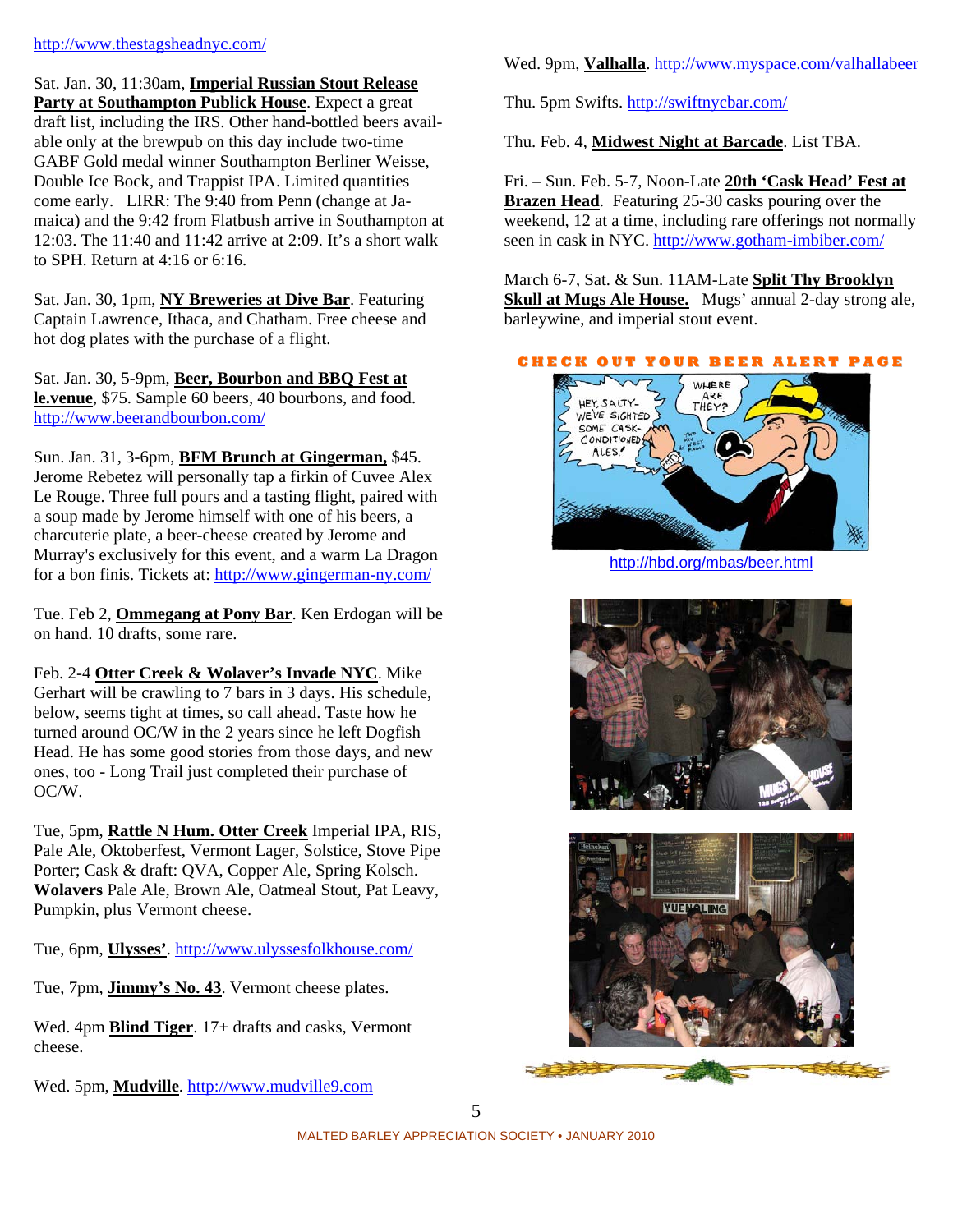http://www.thestagsheadnyc.com/

Sat. Jan. 30, 11:30am, **Imperial Russian Stout Release Party at Southampton Publick House**. Expect a great draft list, including the IRS. Other hand-bottled beers available only at the brewpub on this day include two-time GABF Gold medal winner Southampton Berliner Weisse, Double Ice Bock, and Trappist IPA. Limited quantities come early. LIRR: The 9:40 from Penn (change at Jamaica) and the 9:42 from Flatbush arrive in Southampton at 12:03. The 11:40 and 11:42 arrive at 2:09. It's a short walk to SPH. Return at 4:16 or 6:16.

Sat. Jan. 30, 1pm, **NY Breweries at Dive Bar**. Featuring Captain Lawrence, Ithaca, and Chatham. Free cheese and hot dog plates with the purchase of a flight.

Sat. Jan. 30, 5-9pm, **Beer, Bourbon and BBQ Fest at le.venue**, $75. Sample 60 beers, 40 bourbons, and food. http://www.beerandbourbon.com/

Sun. Jan. 31, 3-6pm, **BFM Brunch at Gingerman,** $45. Jerome Rebetez will personally tap a firkin of Cuvee Alex Le Rouge. Three full pours and a tasting flight, paired with a soup made by Jerome himself with one of his beers, a charcuterie plate, a beer-cheese created by Jerome and Murray's exclusively for this event, and a warm La Dragon for a bon finis. Tickets at: http://www.gingerman-ny.com/

Tue. Feb 2, **Ommegang at Pony Bar**. Ken Erdogan will be on hand. 10 drafts, some rare.

Feb. 2-4 **Otter Creek & Wolaver's Invade NYC**. Mike Gerhart will be crawling to 7 bars in 3 days. His schedule, below, seems tight at times, so call ahead. Taste how he turned around OC/W in the 2 years since he left Dogfish Head. He has some good stories from those days, and new ones, too - Long Trail just completed their purchase of OC/W.

Tue, 5pm, **Rattle N Hum. Otter Creek** Imperial IPA, RIS, Pale Ale, Oktoberfest, Vermont Lager, Solstice, Stove Pipe Porter; Cask & draft: QVA, Copper Ale, Spring Kolsch. **Wolavers** Pale Ale, Brown Ale, Oatmeal Stout, Pat Leavy, Pumpkin, plus Vermont cheese.

Tue, 6pm, **Ulysses'**. http://www.ulyssesfolkhouse.com/

Tue, 7pm, **Jimmy's No. 43**. Vermont cheese plates.

Wed. 4pm **Blind Tiger**. 17+ drafts and casks, Vermont cheese.

Wed. 5pm, **Mudville**. http://www.mudville9.com

Wed. 9pm, **Valhalla**. http://www.myspace.com/valhallabeer

Thu. 5pm Swifts. http://swiftnycbar.com/

Thu. Feb. 4, **Midwest Night at Barcade**. List TBA.

Fri. – Sun. Feb. 5-7, Noon-Late **20th 'Cask Head' Fest at Brazen Head**. Featuring 25-30 casks pouring over the weekend, 12 at a time, including rare offerings not normally seen in cask in NYC. http://www.gotham-imbiber.com/

March 6-7, Sat. & Sun. 11AM-Late **Split Thy Brooklyn Skull at Mugs Ale House.** Mugs' annual 2-day strong ale, barleywine, and imperial stout event.

**CHECK OUT YOUR BEER ALERT PAGE**

http://hbd.org/mbas/beer.html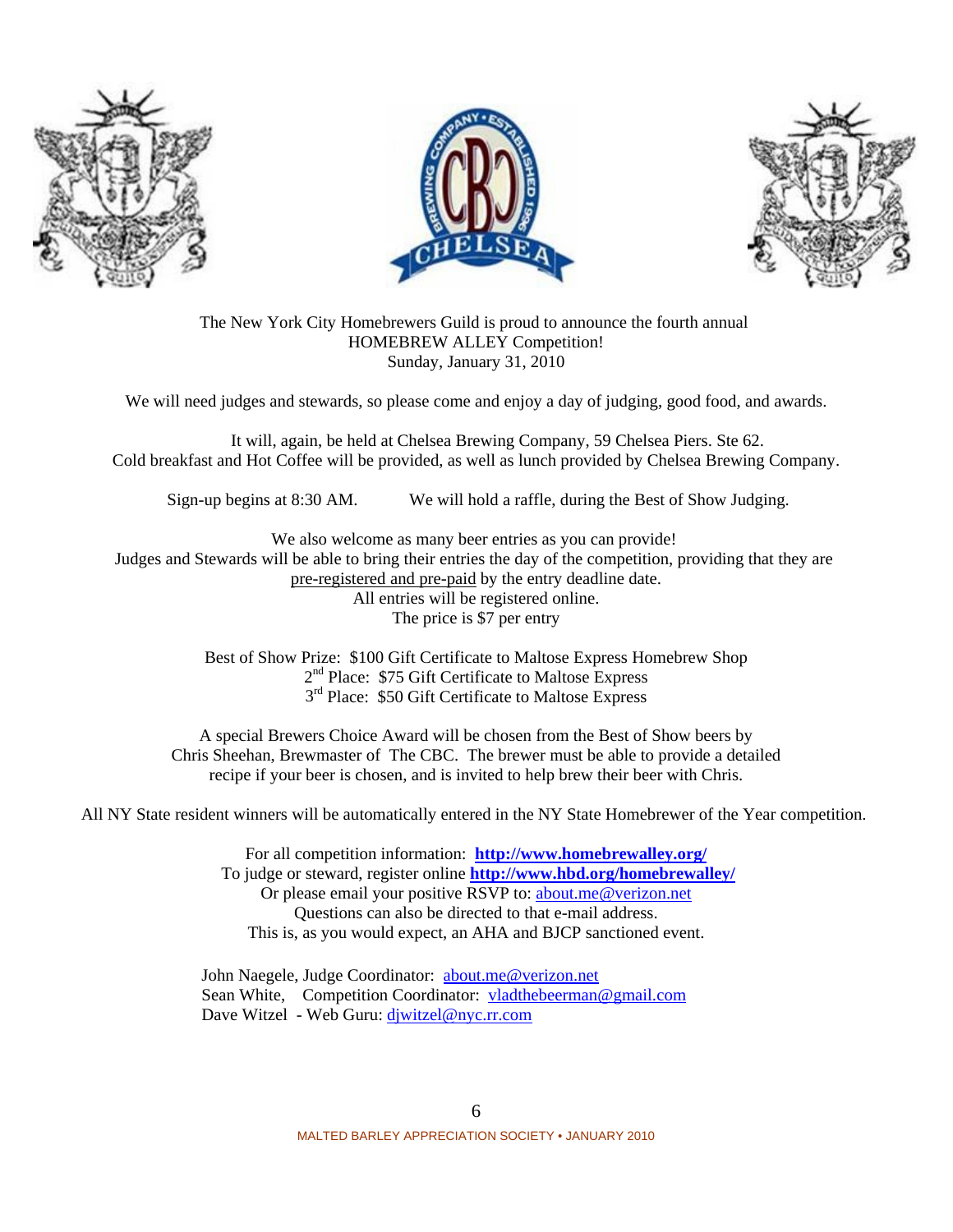The New York City Homebrewers Guild is proud to announce the fourth annual
HOMEBREW ALLEY Competition!
Sunday, January 31, 2010

We will need judges and stewards, so please come and enjoy a day of judging, good food, and awards.

It will, again, be held at Chelsea Brewing Company, 59 Chelsea Piers. Ste 62.
Cold breakfast and Hot Coffee will be provided, as well as lunch provided by Chelsea Brewing Company.

Sign-up begins at 8:30 AM. We will hold a raffle, during the Best of Show Judging.

We also welcome as many beer entries as you can provide!
Judges and Stewards will be able to bring their entries the day of the competition, providing that they are pre-registered and pre-paid by the entry deadline date.
All entries will be registered online.
The price is $7 per entry

Best of Show Prize: $100 Gift Certificate to Maltose Express Homebrew Shop
2nd Place: $75 Gift Certificate to Maltose Express
3rd Place: $50 Gift Certificate to Maltose Express

A special Brewers Choice Award will be chosen from the Best of Show beers by Chris Sheehan, Brewmaster of The CBC. The brewer must be able to provide a detailed recipe if your beer is chosen, and is invited to help brew their beer with Chris.

All NY State resident winners will be automatically entered in the NY State Homebrewer of the Year competition.

For all competition information: **http://www.homebrewalley.org/**
To judge or steward, register online **http://www.hbd.org/homebrewalley/**
Or please email your positive RSVP to: about.me@verizon.net
Questions can also be directed to that e-mail address.
This is, as you would expect, an AHA and BJCP sanctioned event.

John Naegele, Judge Coordinator: about.me@verizon.net
Sean White, Competition Coordinator: vladthebeerman@gmail.com
Dave Witzel - Web Guru: djwitzel@nyc.rr.com